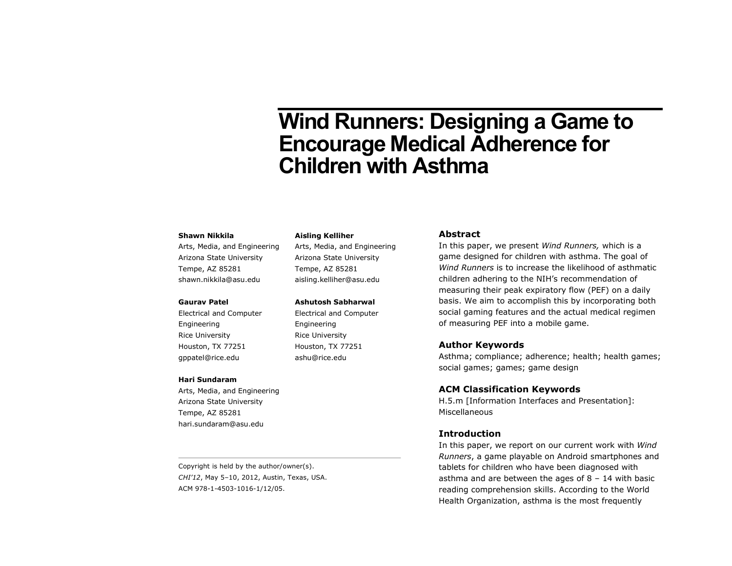# Wind Runners: Designing a Game to Encourage Medical Adherence for Children with Asthma

**Shawn Nikkila**
Arts, Media, and Engineering
Arizona State University
Tempe, AZ 85281
shawn.nikkila@asu.edu

**Gaurav Patel**
Electrical and Computer Engineering
Rice University
Houston, TX 77251
gppatel@rice.edu

**Hari Sundaram**
Arts, Media, and Engineering
Arizona State University
Tempe, AZ 85281
hari.sundaram@asu.edu

**Aisling Kelliher**
Arts, Media, and Engineering
Arizona State University
Tempe, AZ 85281
aisling.kelliher@asu.edu

**Ashutosh Sabharwal**
Electrical and Computer Engineering
Rice University
Houston, TX 77251
ashu@rice.edu

Copyright is held by the author/owner(s).
*CHI'12*, May 5–10, 2012, Austin, Texas, USA.
ACM 978-1-4503-1016-1/12/05.

## Abstract

In this paper, we present *Wind Runners,* which is a game designed for children with asthma. The goal of *Wind Runners* is to increase the likelihood of asthmatic children adhering to the NIH's recommendation of measuring their peak expiratory flow (PEF) on a daily basis. We aim to accomplish this by incorporating both social gaming features and the actual medical regimen of measuring PEF into a mobile game.

## Author Keywords

Asthma; compliance; adherence; health; health games; social games; games; game design

## ACM Classification Keywords

H.5.m [Information Interfaces and Presentation]: Miscellaneous

## Introduction

In this paper, we report on our current work with *Wind Runners*, a game playable on Android smartphones and tablets for children who have been diagnosed with asthma and are between the ages of 8 – 14 with basic reading comprehension skills. According to the World Health Organization, asthma is the most frequently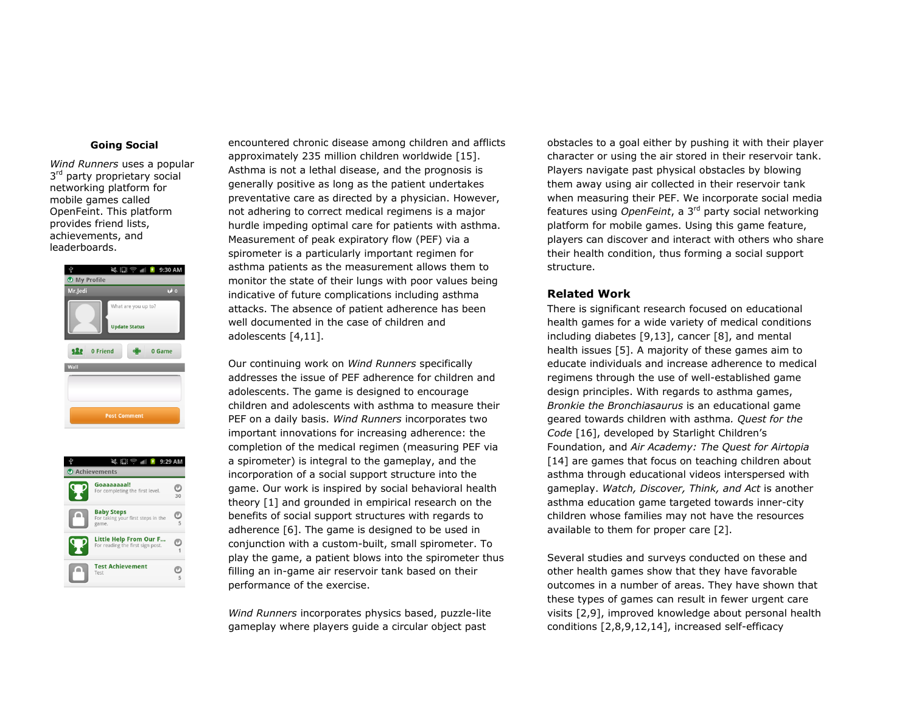### Going Social

*Wind Runners* uses a popular 3rd party proprietary social networking platform for mobile games called OpenFeint. This platform provides friend lists, achievements, and leaderboards.

encountered chronic disease among children and afflicts approximately 235 million children worldwide [15]. Asthma is not a lethal disease, and the prognosis is generally positive as long as the patient undertakes preventative care as directed by a physician. However, not adhering to correct medical regimens is a major hurdle impeding optimal care for patients with asthma. Measurement of peak expiratory flow (PEF) via a spirometer is a particularly important regimen for asthma patients as the measurement allows them to monitor the state of their lungs with poor values being indicative of future complications including asthma attacks. The absence of patient adherence has been well documented in the case of children and adolescents [4,11].

Our continuing work on *Wind Runners* specifically addresses the issue of PEF adherence for children and adolescents. The game is designed to encourage children and adolescents with asthma to measure their PEF on a daily basis. *Wind Runners* incorporates two important innovations for increasing adherence: the completion of the medical regimen (measuring PEF via a spirometer) is integral to the gameplay, and the incorporation of a social support structure into the game. Our work is inspired by social behavioral health theory [1] and grounded in empirical research on the benefits of social support structures with regards to adherence [6]. The game is designed to be used in conjunction with a custom-built, small spirometer. To play the game, a patient blows into the spirometer thus filling an in-game air reservoir tank based on their performance of the exercise.

*Wind Runners* incorporates physics based, puzzle-lite gameplay where players guide a circular object past obstacles to a goal either by pushing it with their player character or using the air stored in their reservoir tank. Players navigate past physical obstacles by blowing them away using air collected in their reservoir tank when measuring their PEF. We incorporate social media features using *OpenFeint*, a 3rd party social networking platform for mobile games. Using this game feature, players can discover and interact with others who share their health condition, thus forming a social support structure.

## Related Work

There is significant research focused on educational health games for a wide variety of medical conditions including diabetes [9,13], cancer [8], and mental health issues [5]. A majority of these games aim to educate individuals and increase adherence to medical regimens through the use of well-established game design principles. With regards to asthma games, *Bronkie the Bronchiasaurus* is an educational game geared towards children with asthma. *Quest for the Code* [16], developed by Starlight Children's Foundation, and *Air Academy: The Quest for Airtopia* [14] are games that focus on teaching children about asthma through educational videos interspersed with gameplay. *Watch, Discover, Think, and Act* is another asthma education game targeted towards inner-city children whose families may not have the resources available to them for proper care [2].

Several studies and surveys conducted on these and other health games show that they have favorable outcomes in a number of areas. They have shown that these types of games can result in fewer urgent care visits [2,9], improved knowledge about personal health conditions [2,8,9,12,14], increased self-efficacy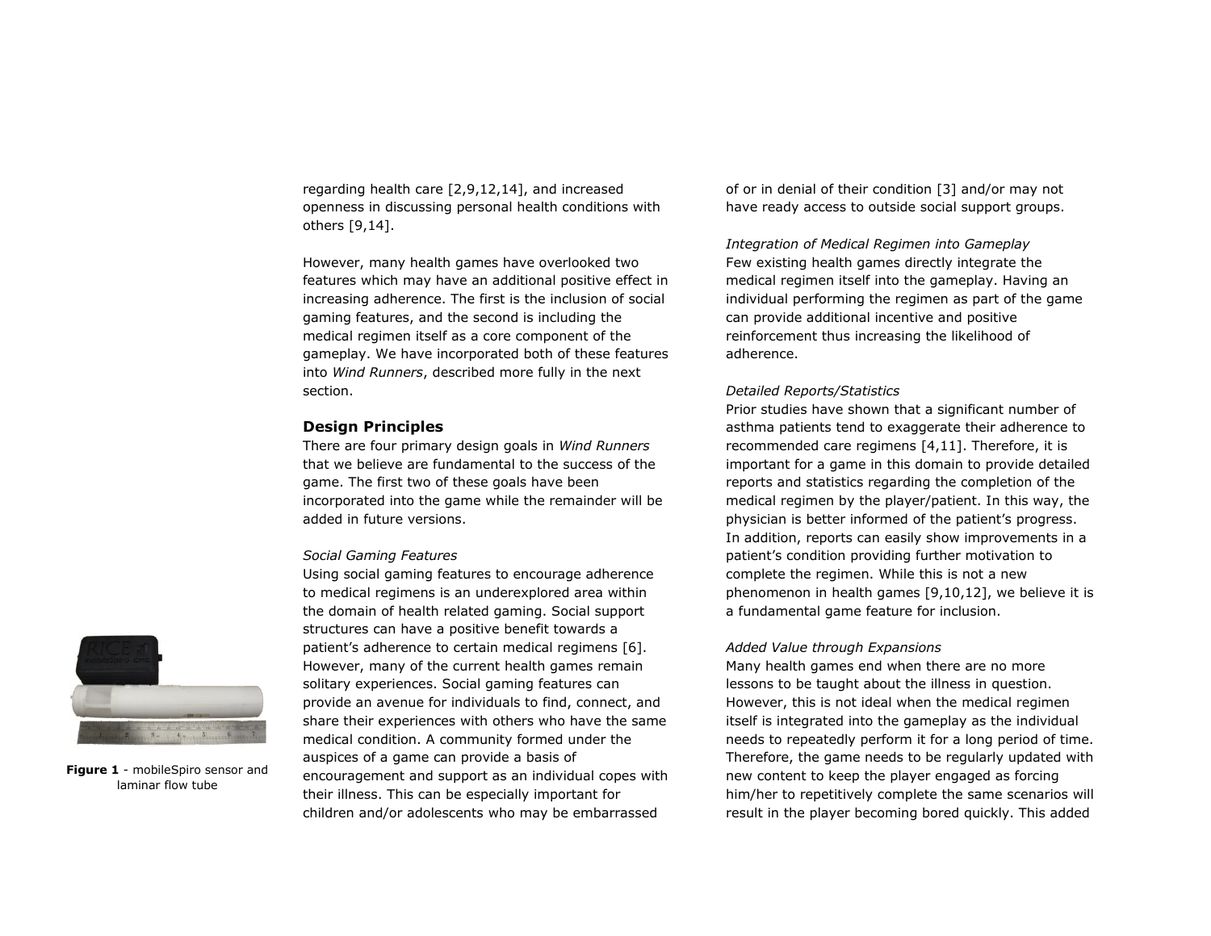regarding health care [2,9,12,14], and increased openness in discussing personal health conditions with others [9,14].

However, many health games have overlooked two features which may have an additional positive effect in increasing adherence. The first is the inclusion of social gaming features, and the second is including the medical regimen itself as a core component of the gameplay. We have incorporated both of these features into *Wind Runners*, described more fully in the next section.

## Design Principles

There are four primary design goals in *Wind Runners* that we believe are fundamental to the success of the game. The first two of these goals have been incorporated into the game while the remainder will be added in future versions.

*Social Gaming Features*

Using social gaming features to encourage adherence to medical regimens is an underexplored area within the domain of health related gaming. Social support structures can have a positive benefit towards a patient's adherence to certain medical regimens [6]. However, many of the current health games remain solitary experiences. Social gaming features can provide an avenue for individuals to find, connect, and share their experiences with others who have the same medical condition. A community formed under the auspices of a game can provide a basis of encouragement and support as an individual copes with their illness. This can be especially important for children and/or adolescents who may be embarrassed of or in denial of their condition [3] and/or may not have ready access to outside social support groups.

**Figure 1** - mobileSpiro sensor and laminar flow tube

*Integration of Medical Regimen into Gameplay*

Few existing health games directly integrate the medical regimen itself into the gameplay. Having an individual performing the regimen as part of the game can provide additional incentive and positive reinforcement thus increasing the likelihood of adherence.

*Detailed Reports/Statistics*

Prior studies have shown that a significant number of asthma patients tend to exaggerate their adherence to recommended care regimens [4,11]. Therefore, it is important for a game in this domain to provide detailed reports and statistics regarding the completion of the medical regimen by the player/patient. In this way, the physician is better informed of the patient's progress. In addition, reports can easily show improvements in a patient's condition providing further motivation to complete the regimen. While this is not a new phenomenon in health games [9,10,12], we believe it is a fundamental game feature for inclusion.

*Added Value through Expansions*

Many health games end when there are no more lessons to be taught about the illness in question. However, this is not ideal when the medical regimen itself is integrated into the gameplay as the individual needs to repeatedly perform it for a long period of time. Therefore, the game needs to be regularly updated with new content to keep the player engaged as forcing him/her to repetitively complete the same scenarios will result in the player becoming bored quickly. This added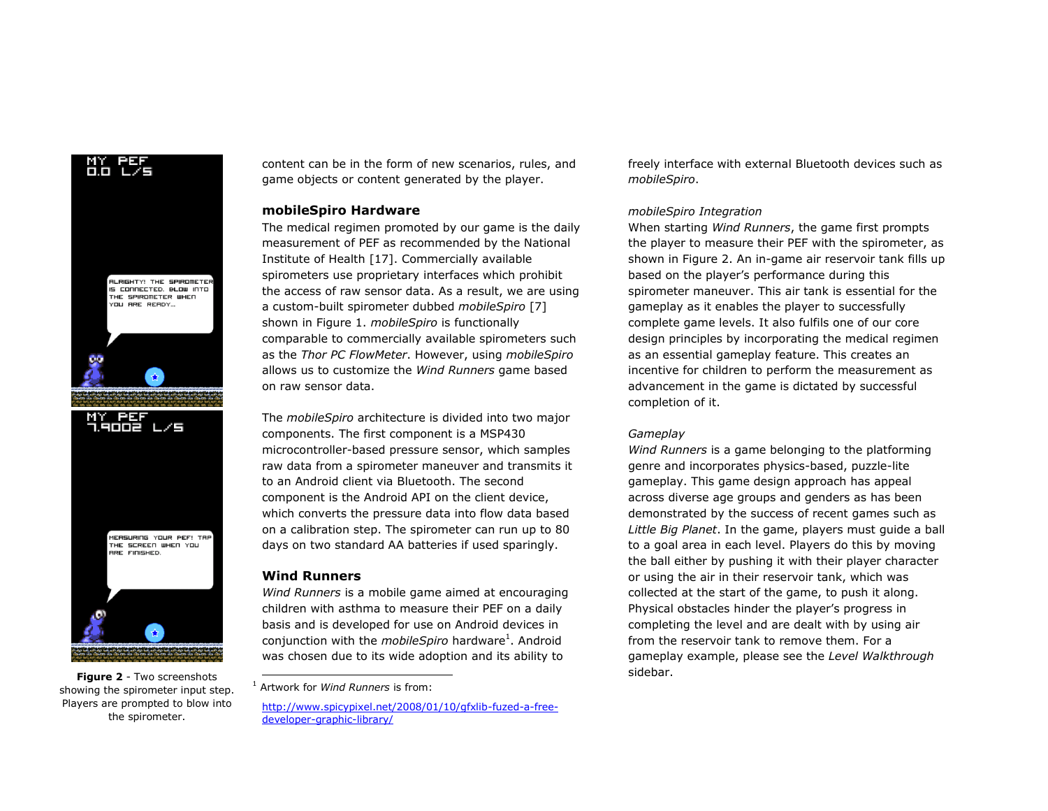Figure 2 - Two screenshots showing the spirometer input step. Players are prompted to blow into the spirometer.

content can be in the form of new scenarios, rules, and game objects or content generated by the player.

## mobileSpiro Hardware

The medical regimen promoted by our game is the daily measurement of PEF as recommended by the National Institute of Health [17]. Commercially available spirometers use proprietary interfaces which prohibit the access of raw sensor data. As a result, we are using a custom-built spirometer dubbed *mobileSpiro* [7] shown in Figure 1. *mobileSpiro* is functionally comparable to commercially available spirometers such as the *Thor PC FlowMeter*. However, using *mobileSpiro* allows us to customize the *Wind Runners* game based on raw sensor data.

The *mobileSpiro* architecture is divided into two major components. The first component is a MSP430 microcontroller-based pressure sensor, which samples raw data from a spirometer maneuver and transmits it to an Android client via Bluetooth. The second component is the Android API on the client device, which converts the pressure data into flow data based on a calibration step. The spirometer can run up to 80 days on two standard AA batteries if used sparingly.

## Wind Runners

*Wind Runners* is a mobile game aimed at encouraging children with asthma to measure their PEF on a daily basis and is developed for use on Android devices in conjunction with the *mobileSpiro* hardware[1]. Android was chosen due to its wide adoption and its ability to freely interface with external Bluetooth devices such as *mobileSpiro*.

### *mobileSpiro Integration*

When starting *Wind Runners*, the game first prompts the player to measure their PEF with the spirometer, as shown in Figure 2. An in-game air reservoir tank fills up based on the player's performance during this spirometer maneuver. This air tank is essential for the gameplay as it enables the player to successfully complete game levels. It also fulfils one of our core design principles by incorporating the medical regimen as an essential gameplay feature. This creates an incentive for children to perform the measurement as advancement in the game is dictated by successful completion of it.

### *Gameplay*

*Wind Runners* is a game belonging to the platforming genre and incorporates physics-based, puzzle-lite gameplay. This game design approach has appeal across diverse age groups and genders as has been demonstrated by the success of recent games such as *Little Big Planet*. In the game, players must guide a ball to a goal area in each level. Players do this by moving the ball either by pushing it with their player character or using the air in their reservoir tank, which was collected at the start of the game, to push it along. Physical obstacles hinder the player's progress in completing the level and are dealt with by using air from the reservoir tank to remove them. For a gameplay example, please see the *Level Walkthrough* sidebar.

---

[1] Artwork for *Wind Runners* is from: http://www.spicypixel.net/2008/01/10/gfxlib-fuzed-a-free-developer-graphic-library/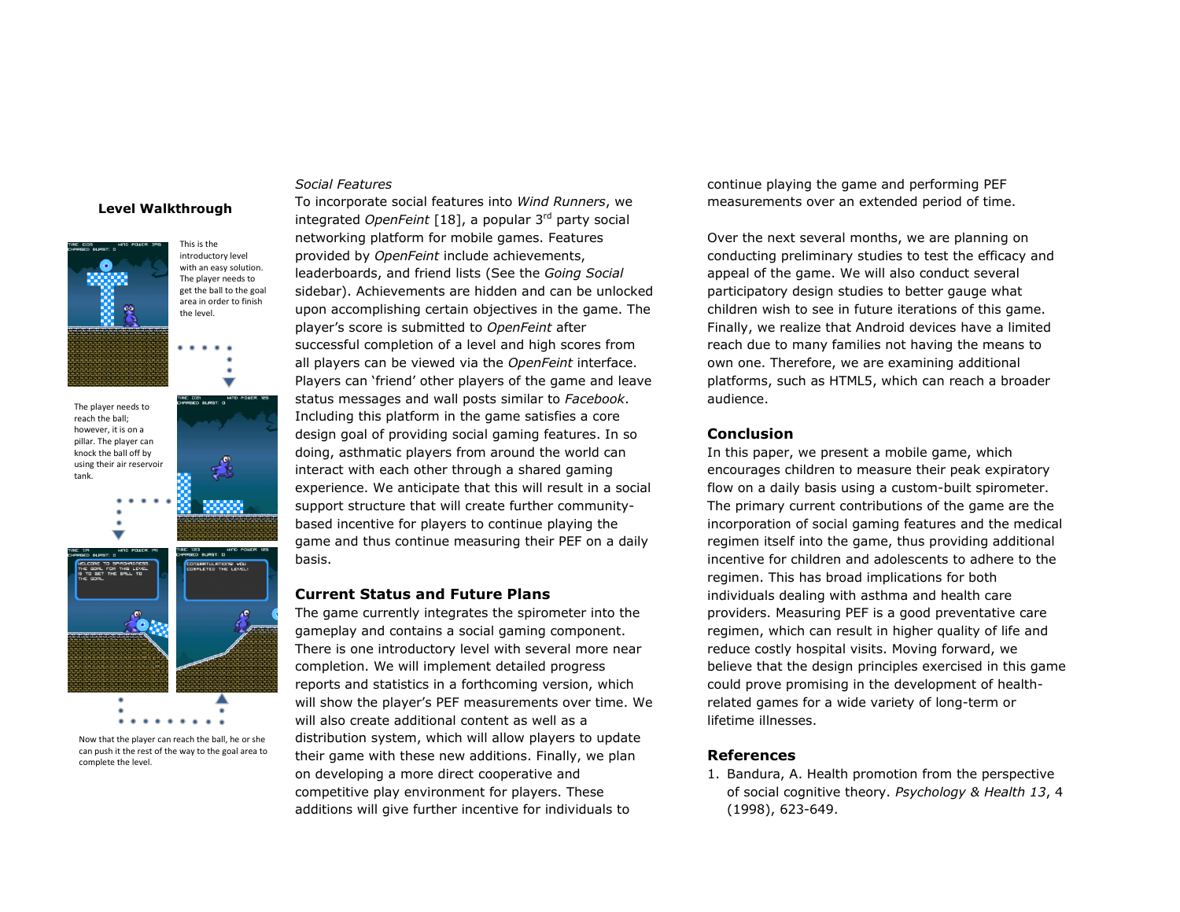**Level Walkthrough**

This is the introductory level with an easy solution. The player needs to get the ball to the goal area in order to finish the level.

The player needs to reach the ball; however, it is on a pillar. The player can knock the ball off by using their air reservoir tank.

Now that the player can reach the ball, he or she can push it the rest of the way to the goal area to complete the level.

*Social Features*

To incorporate social features into *Wind Runners*, we integrated *OpenFeint* [18], a popular 3rd party social networking platform for mobile games. Features provided by *OpenFeint* include achievements, leaderboards, and friend lists (See the *Going Social* sidebar). Achievements are hidden and can be unlocked upon accomplishing certain objectives in the game. The player's score is submitted to *OpenFeint* after successful completion of a level and high scores from all players can be viewed via the *OpenFeint* interface. Players can 'friend' other players of the game and leave status messages and wall posts similar to *Facebook*. Including this platform in the game satisfies a core design goal of providing social gaming features. In so doing, asthmatic players from around the world can interact with each other through a shared gaming experience. We anticipate that this will result in a social support structure that will create further community-based incentive for players to continue playing the game and thus continue measuring their PEF on a daily basis.

## Current Status and Future Plans

The game currently integrates the spirometer into the gameplay and contains a social gaming component. There is one introductory level with several more near completion. We will implement detailed progress reports and statistics in a forthcoming version, which will show the player's PEF measurements over time. We will also create additional content as well as a distribution system, which will allow players to update their game with these new additions. Finally, we plan on developing a more direct cooperative and competitive play environment for players. These additions will give further incentive for individuals to continue playing the game and performing PEF measurements over an extended period of time.

Over the next several months, we are planning on conducting preliminary studies to test the efficacy and appeal of the game. We will also conduct several participatory design studies to better gauge what children wish to see in future iterations of this game. Finally, we realize that Android devices have a limited reach due to many families not having the means to own one. Therefore, we are examining additional platforms, such as HTML5, which can reach a broader audience.

## Conclusion

In this paper, we present a mobile game, which encourages children to measure their peak expiratory flow on a daily basis using a custom-built spirometer. The primary current contributions of the game are the incorporation of social gaming features and the medical regimen itself into the game, thus providing additional incentive for children and adolescents to adhere to the regimen. This has broad implications for both individuals dealing with asthma and health care providers. Measuring PEF is a good preventative care regimen, which can result in higher quality of life and reduce costly hospital visits. Moving forward, we believe that the design principles exercised in this game could prove promising in the development of health-related games for a wide variety of long-term or lifetime illnesses.

## References

1. Bandura, A. Health promotion from the perspective of social cognitive theory. *Psychology & Health 13*, 4 (1998), 623-649.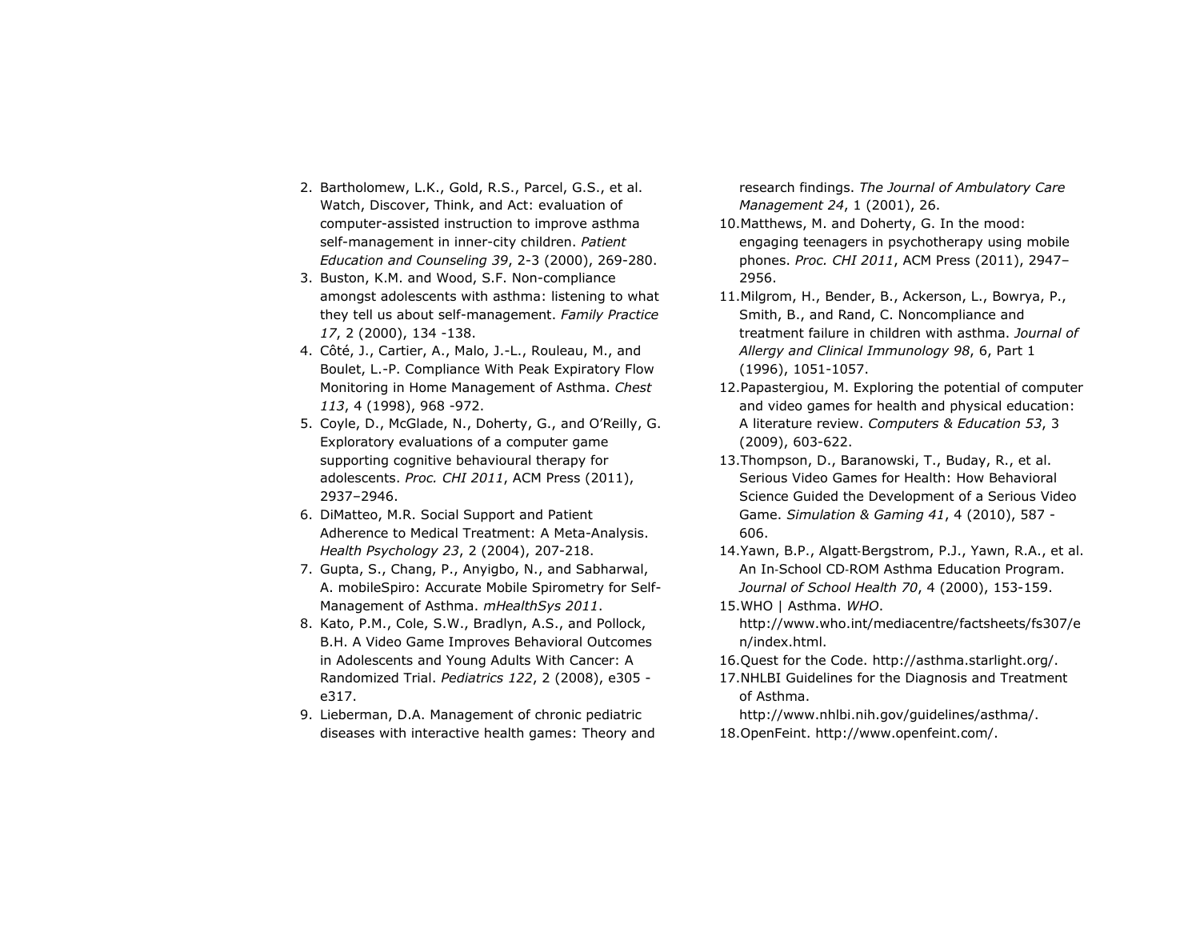2. Bartholomew, L.K., Gold, R.S., Parcel, G.S., et al. Watch, Discover, Think, and Act: evaluation of computer-assisted instruction to improve asthma self-management in inner-city children. *Patient Education and Counseling 39*, 2-3 (2000), 269-280.
3. Buston, K.M. and Wood, S.F. Non-compliance amongst adolescents with asthma: listening to what they tell us about self-management. *Family Practice 17*, 2 (2000), 134 -138.
4. Côté, J., Cartier, A., Malo, J.-L., Rouleau, M., and Boulet, L.-P. Compliance With Peak Expiratory Flow Monitoring in Home Management of Asthma. *Chest 113*, 4 (1998), 968 -972.
5. Coyle, D., McGlade, N., Doherty, G., and O'Reilly, G. Exploratory evaluations of a computer game supporting cognitive behavioural therapy for adolescents. *Proc. CHI 2011*, ACM Press (2011), 2937–2946.
6. DiMatteo, M.R. Social Support and Patient Adherence to Medical Treatment: A Meta-Analysis. *Health Psychology 23*, 2 (2004), 207-218.
7. Gupta, S., Chang, P., Anyigbo, N., and Sabharwal, A. mobileSpiro: Accurate Mobile Spirometry for Self-Management of Asthma. *mHealthSys 2011*.
8. Kato, P.M., Cole, S.W., Bradlyn, A.S., and Pollock, B.H. A Video Game Improves Behavioral Outcomes in Adolescents and Young Adults With Cancer: A Randomized Trial. *Pediatrics 122*, 2 (2008), e305 - e317.
9. Lieberman, D.A. Management of chronic pediatric diseases with interactive health games: Theory and research findings. *The Journal of Ambulatory Care Management 24*, 1 (2001), 26.
10. Matthews, M. and Doherty, G. In the mood: engaging teenagers in psychotherapy using mobile phones. *Proc. CHI 2011*, ACM Press (2011), 2947–2956.
11. Milgrom, H., Bender, B., Ackerson, L., Bowrya, P., Smith, B., and Rand, C. Noncompliance and treatment failure in children with asthma. *Journal of Allergy and Clinical Immunology 98*, 6, Part 1 (1996), 1051-1057.
12. Papastergiou, M. Exploring the potential of computer and video games for health and physical education: A literature review. *Computers & Education 53*, 3 (2009), 603-622.
13. Thompson, D., Baranowski, T., Buday, R., et al. Serious Video Games for Health: How Behavioral Science Guided the Development of a Serious Video Game. *Simulation & Gaming 41*, 4 (2010), 587 - 606.
14. Yawn, B.P., Algatt-Bergstrom, P.J., Yawn, R.A., et al. An In-School CD-ROM Asthma Education Program. *Journal of School Health 70*, 4 (2000), 153-159.
15. WHO | Asthma. *WHO*. http://www.who.int/mediacentre/factsheets/fs307/en/index.html.
16. Quest for the Code. http://asthma.starlight.org/.
17. NHLBI Guidelines for the Diagnosis and Treatment of Asthma. http://www.nhlbi.nih.gov/guidelines/asthma/.
18. OpenFeint. http://www.openfeint.com/.